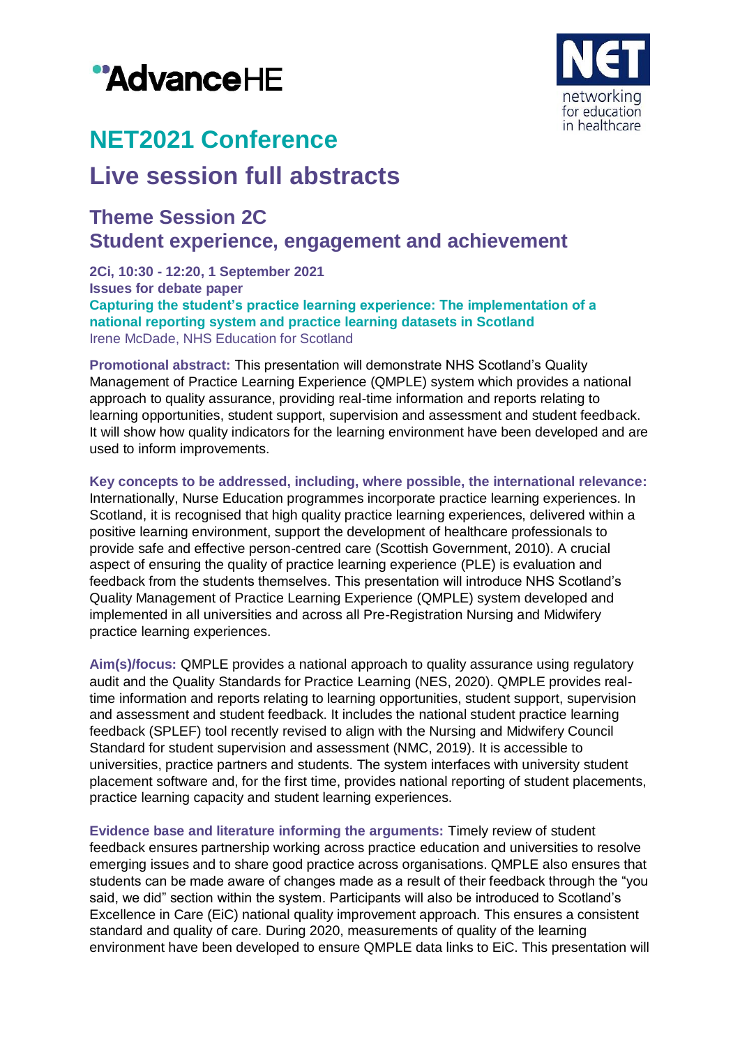# NET2021 Conference

# Live session full abstracts

## Theme Session 2C
## Student experience, engagement and achievement

**2Ci, 10:30 - 12:20, 1 September 2021**
**Issues for debate paper**
**Capturing the student's practice learning experience: The implementation of a national reporting system and practice learning datasets in Scotland**
Irene McDade, NHS Education for Scotland

**Promotional abstract:** This presentation will demonstrate NHS Scotland's Quality Management of Practice Learning Experience (QMPLE) system which provides a national approach to quality assurance, providing real-time information and reports relating to learning opportunities, student support, supervision and assessment and student feedback. It will show how quality indicators for the learning environment have been developed and are used to inform improvements.

**Key concepts to be addressed, including, where possible, the international relevance:** Internationally, Nurse Education programmes incorporate practice learning experiences. In Scotland, it is recognised that high quality practice learning experiences, delivered within a positive learning environment, support the development of healthcare professionals to provide safe and effective person-centred care (Scottish Government, 2010). A crucial aspect of ensuring the quality of practice learning experience (PLE) is evaluation and feedback from the students themselves. This presentation will introduce NHS Scotland's Quality Management of Practice Learning Experience (QMPLE) system developed and implemented in all universities and across all Pre-Registration Nursing and Midwifery practice learning experiences.

**Aim(s)/focus:** QMPLE provides a national approach to quality assurance using regulatory audit and the Quality Standards for Practice Learning (NES, 2020). QMPLE provides real-time information and reports relating to learning opportunities, student support, supervision and assessment and student feedback. It includes the national student practice learning feedback (SPLEF) tool recently revised to align with the Nursing and Midwifery Council Standard for student supervision and assessment (NMC, 2019). It is accessible to universities, practice partners and students. The system interfaces with university student placement software and, for the first time, provides national reporting of student placements, practice learning capacity and student learning experiences.

**Evidence base and literature informing the arguments:** Timely review of student feedback ensures partnership working across practice education and universities to resolve emerging issues and to share good practice across organisations. QMPLE also ensures that students can be made aware of changes made as a result of their feedback through the "you said, we did" section within the system. Participants will also be introduced to Scotland's Excellence in Care (EiC) national quality improvement approach. This ensures a consistent standard and quality of care. During 2020, measurements of quality of the learning environment have been developed to ensure QMPLE data links to EiC. This presentation will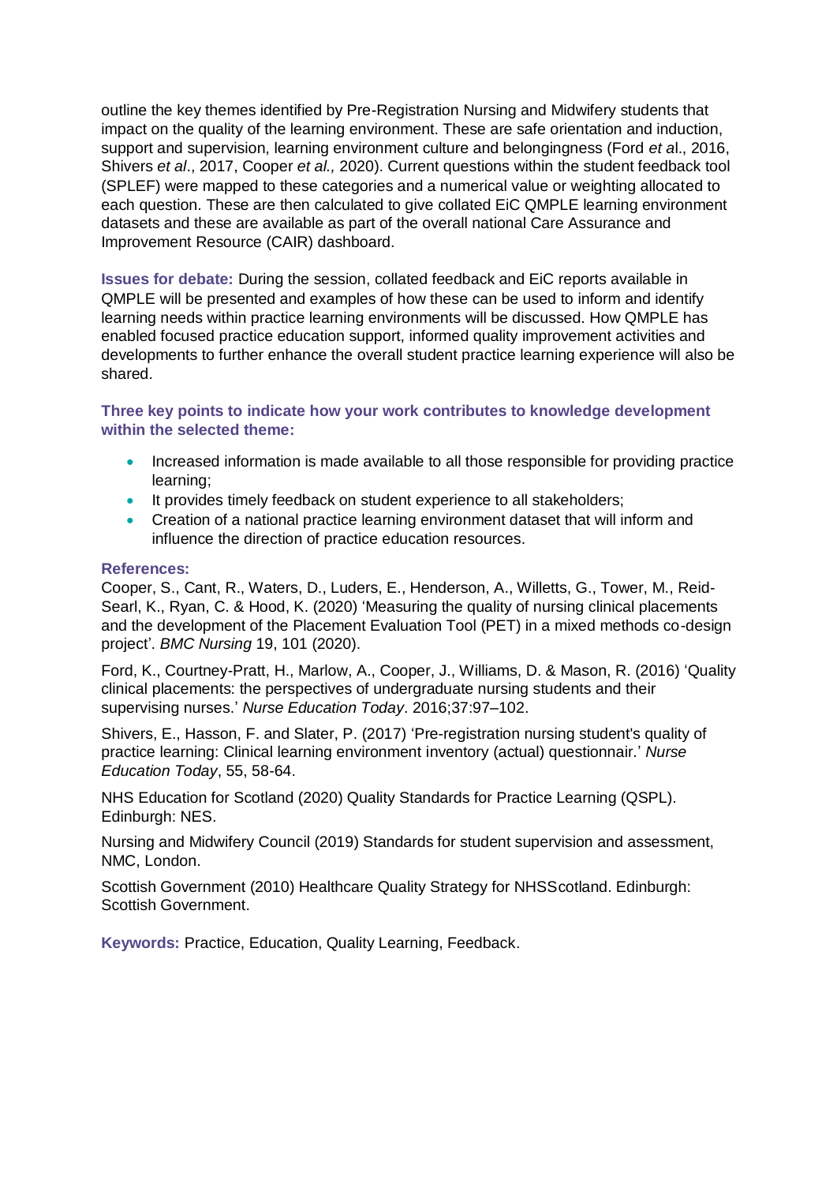outline the key themes identified by Pre-Registration Nursing and Midwifery students that impact on the quality of the learning environment. These are safe orientation and induction, support and supervision, learning environment culture and belongingness (Ford *et a*l., 2016, Shivers *et al*., 2017, Cooper *et al.,* 2020). Current questions within the student feedback tool (SPLEF) were mapped to these categories and a numerical value or weighting allocated to each question. These are then calculated to give collated EiC QMPLE learning environment datasets and these are available as part of the overall national Care Assurance and Improvement Resource (CAIR) dashboard.

**Issues for debate:** During the session, collated feedback and EiC reports available in QMPLE will be presented and examples of how these can be used to inform and identify learning needs within practice learning environments will be discussed. How QMPLE has enabled focused practice education support, informed quality improvement activities and developments to further enhance the overall student practice learning experience will also be shared.

**Three key points to indicate how your work contributes to knowledge development within the selected theme:**

- Increased information is made available to all those responsible for providing practice learning;
- It provides timely feedback on student experience to all stakeholders;
- Creation of a national practice learning environment dataset that will inform and influence the direction of practice education resources.

**References:**

Cooper, S., Cant, R., Waters, D., Luders, E., Henderson, A., Willetts, G., Tower, M., Reid-Searl, K., Ryan, C. & Hood, K. (2020) 'Measuring the quality of nursing clinical placements and the development of the Placement Evaluation Tool (PET) in a mixed methods co-design project'. *BMC Nursing* 19, 101 (2020).

Ford, K., Courtney-Pratt, H., Marlow, A., Cooper, J., Williams, D. & Mason, R. (2016) 'Quality clinical placements: the perspectives of undergraduate nursing students and their supervising nurses.' *Nurse Education Today*. 2016;37:97–102.

Shivers, E., Hasson, F. and Slater, P. (2017) 'Pre-registration nursing student's quality of practice learning: Clinical learning environment inventory (actual) questionnair.' *Nurse Education Today*, 55, 58-64.

NHS Education for Scotland (2020) Quality Standards for Practice Learning (QSPL). Edinburgh: NES.

Nursing and Midwifery Council (2019) Standards for student supervision and assessment, NMC, London.

Scottish Government (2010) Healthcare Quality Strategy for NHSScotland. Edinburgh: Scottish Government.

**Keywords:** Practice, Education, Quality Learning, Feedback.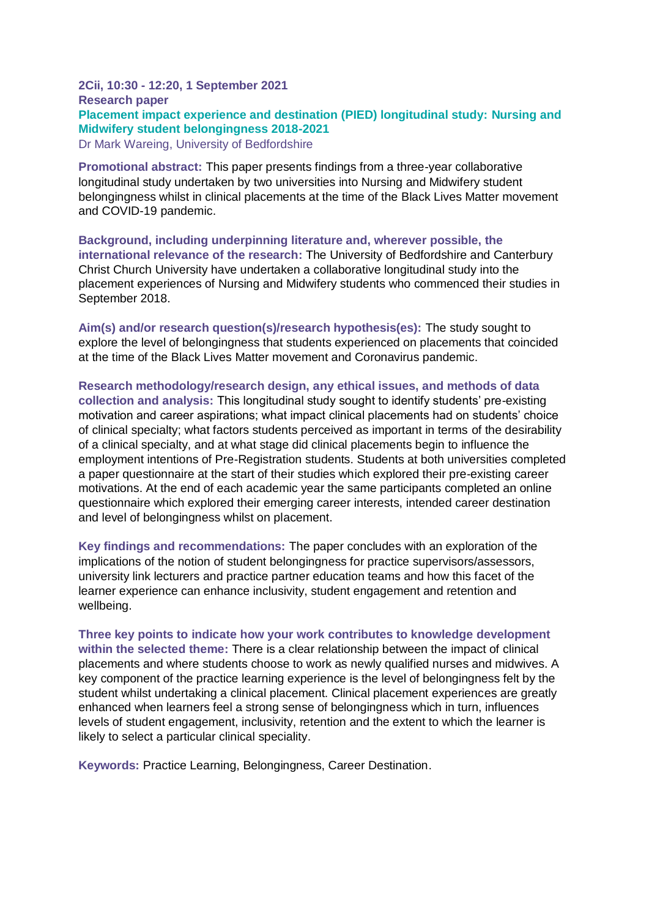**2Cii, 10:30 - 12:20, 1 September 2021**

**Research paper**

## Placement impact experience and destination (PIED) longitudinal study: Nursing and Midwifery student belongingness 2018-2021

Dr Mark Wareing, University of Bedfordshire

**Promotional abstract:** This paper presents findings from a three-year collaborative longitudinal study undertaken by two universities into Nursing and Midwifery student belongingness whilst in clinical placements at the time of the Black Lives Matter movement and COVID-19 pandemic.

**Background, including underpinning literature and, wherever possible, the international relevance of the research:** The University of Bedfordshire and Canterbury Christ Church University have undertaken a collaborative longitudinal study into the placement experiences of Nursing and Midwifery students who commenced their studies in September 2018.

**Aim(s) and/or research question(s)/research hypothesis(es):** The study sought to explore the level of belongingness that students experienced on placements that coincided at the time of the Black Lives Matter movement and Coronavirus pandemic.

**Research methodology/research design, any ethical issues, and methods of data collection and analysis:** This longitudinal study sought to identify students' pre-existing motivation and career aspirations; what impact clinical placements had on students' choice of clinical specialty; what factors students perceived as important in terms of the desirability of a clinical specialty, and at what stage did clinical placements begin to influence the employment intentions of Pre-Registration students. Students at both universities completed a paper questionnaire at the start of their studies which explored their pre-existing career motivations. At the end of each academic year the same participants completed an online questionnaire which explored their emerging career interests, intended career destination and level of belongingness whilst on placement.

**Key findings and recommendations:** The paper concludes with an exploration of the implications of the notion of student belongingness for practice supervisors/assessors, university link lecturers and practice partner education teams and how this facet of the learner experience can enhance inclusivity, student engagement and retention and wellbeing.

**Three key points to indicate how your work contributes to knowledge development within the selected theme:** There is a clear relationship between the impact of clinical placements and where students choose to work as newly qualified nurses and midwives. A key component of the practice learning experience is the level of belongingness felt by the student whilst undertaking a clinical placement. Clinical placement experiences are greatly enhanced when learners feel a strong sense of belongingness which in turn, influences levels of student engagement, inclusivity, retention and the extent to which the learner is likely to select a particular clinical speciality.

**Keywords:** Practice Learning, Belongingness, Career Destination.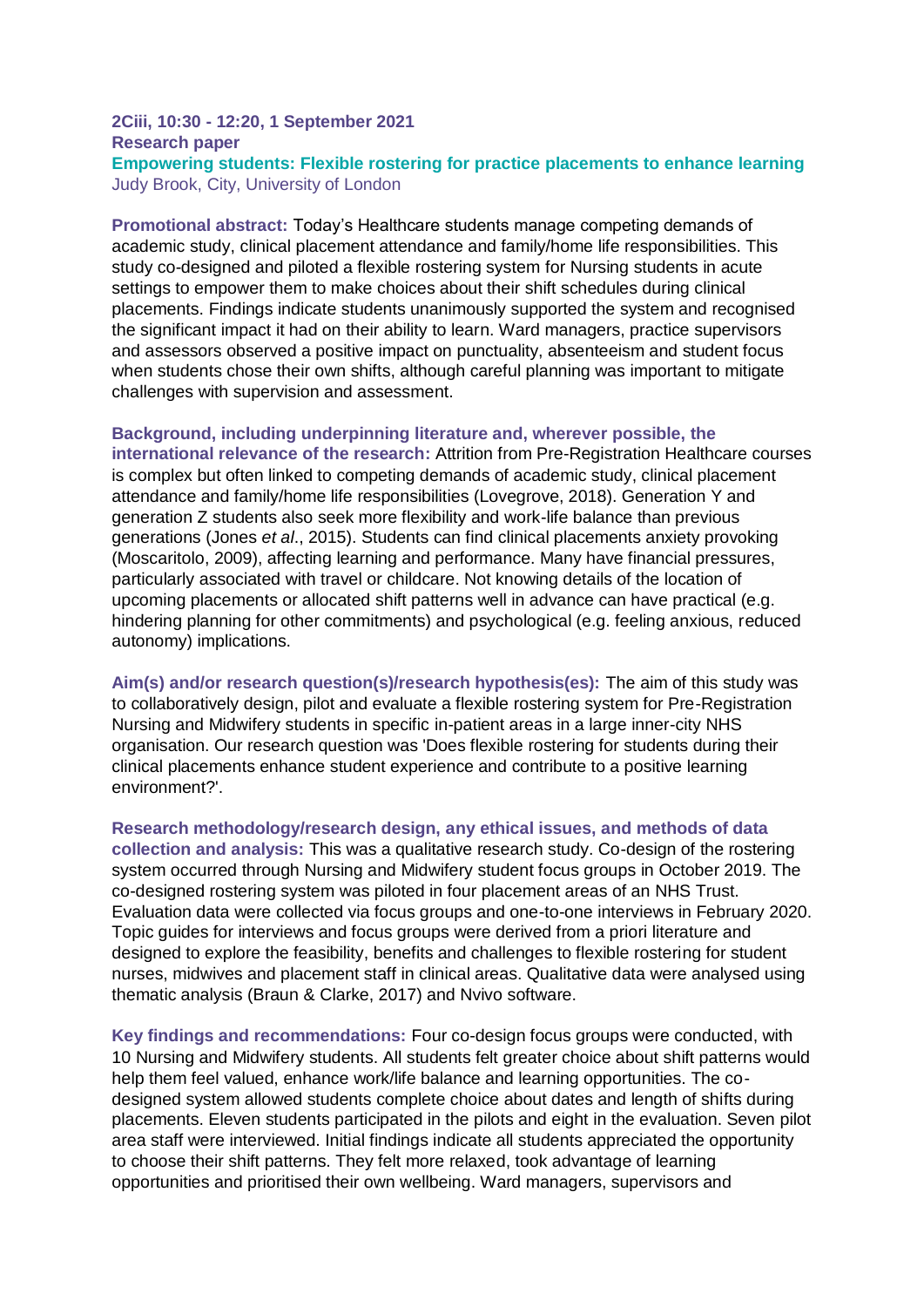**2Ciii, 10:30 - 12:20, 1 September 2021**
**Research paper**

## Empowering students: Flexible rostering for practice placements to enhance learning

Judy Brook, City, University of London

**Promotional abstract:** Today's Healthcare students manage competing demands of academic study, clinical placement attendance and family/home life responsibilities. This study co-designed and piloted a flexible rostering system for Nursing students in acute settings to empower them to make choices about their shift schedules during clinical placements. Findings indicate students unanimously supported the system and recognised the significant impact it had on their ability to learn. Ward managers, practice supervisors and assessors observed a positive impact on punctuality, absenteeism and student focus when students chose their own shifts, although careful planning was important to mitigate challenges with supervision and assessment.

**Background, including underpinning literature and, wherever possible, the international relevance of the research:** Attrition from Pre-Registration Healthcare courses is complex but often linked to competing demands of academic study, clinical placement attendance and family/home life responsibilities (Lovegrove, 2018). Generation Y and generation Z students also seek more flexibility and work-life balance than previous generations (Jones *et al*., 2015). Students can find clinical placements anxiety provoking (Moscaritolo, 2009), affecting learning and performance. Many have financial pressures, particularly associated with travel or childcare. Not knowing details of the location of upcoming placements or allocated shift patterns well in advance can have practical (e.g. hindering planning for other commitments) and psychological (e.g. feeling anxious, reduced autonomy) implications.

**Aim(s) and/or research question(s)/research hypothesis(es):** The aim of this study was to collaboratively design, pilot and evaluate a flexible rostering system for Pre-Registration Nursing and Midwifery students in specific in-patient areas in a large inner-city NHS organisation. Our research question was 'Does flexible rostering for students during their clinical placements enhance student experience and contribute to a positive learning environment?'.

**Research methodology/research design, any ethical issues, and methods of data collection and analysis:** This was a qualitative research study. Co-design of the rostering system occurred through Nursing and Midwifery student focus groups in October 2019. The co-designed rostering system was piloted in four placement areas of an NHS Trust. Evaluation data were collected via focus groups and one-to-one interviews in February 2020. Topic guides for interviews and focus groups were derived from a priori literature and designed to explore the feasibility, benefits and challenges to flexible rostering for student nurses, midwives and placement staff in clinical areas. Qualitative data were analysed using thematic analysis (Braun & Clarke, 2017) and Nvivo software.

**Key findings and recommendations:** Four co-design focus groups were conducted, with 10 Nursing and Midwifery students. All students felt greater choice about shift patterns would help them feel valued, enhance work/life balance and learning opportunities. The co-designed system allowed students complete choice about dates and length of shifts during placements. Eleven students participated in the pilots and eight in the evaluation. Seven pilot area staff were interviewed. Initial findings indicate all students appreciated the opportunity to choose their shift patterns. They felt more relaxed, took advantage of learning opportunities and prioritised their own wellbeing. Ward managers, supervisors and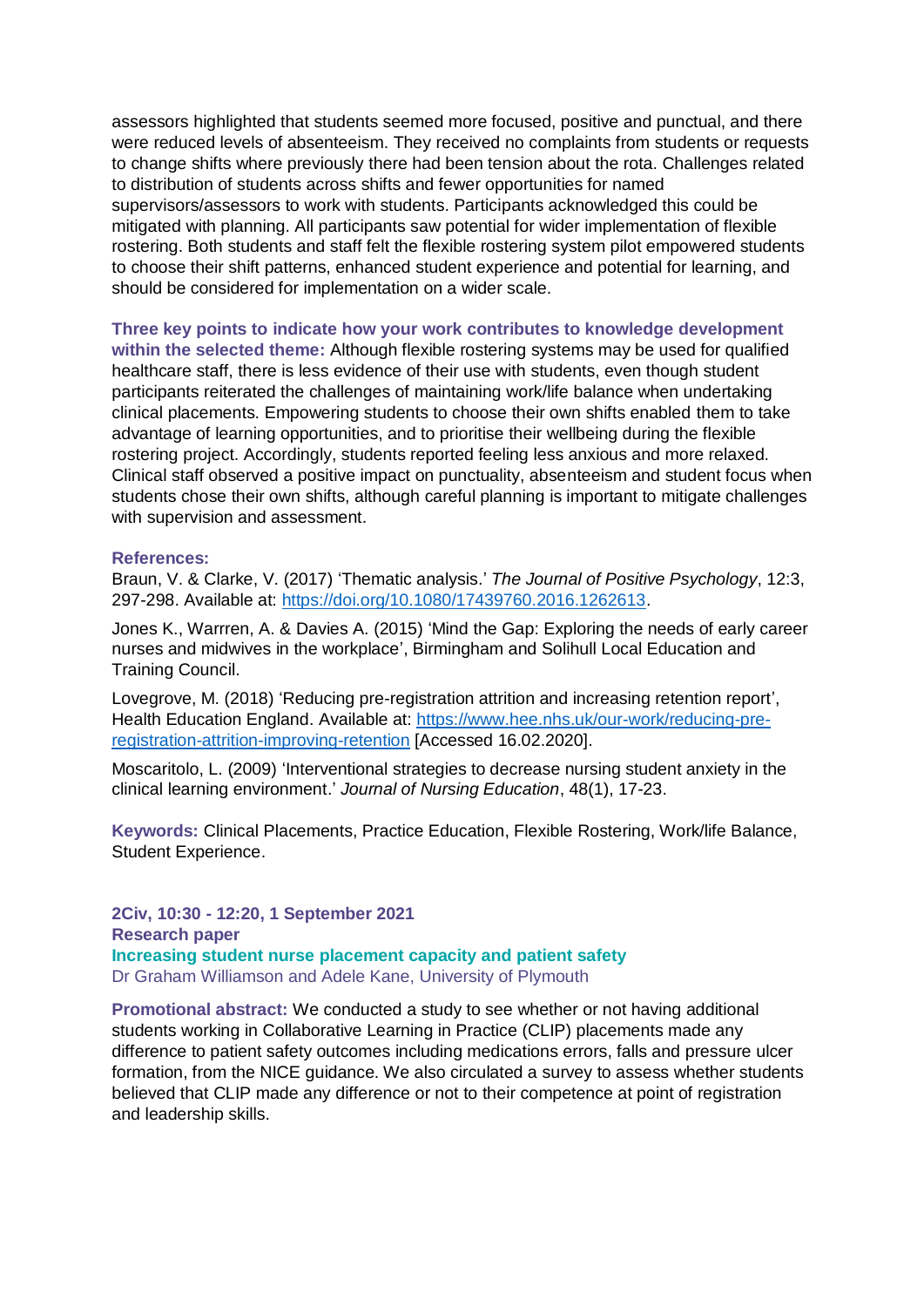assessors highlighted that students seemed more focused, positive and punctual, and there were reduced levels of absenteeism. They received no complaints from students or requests to change shifts where previously there had been tension about the rota. Challenges related to distribution of students across shifts and fewer opportunities for named supervisors/assessors to work with students. Participants acknowledged this could be mitigated with planning. All participants saw potential for wider implementation of flexible rostering. Both students and staff felt the flexible rostering system pilot empowered students to choose their shift patterns, enhanced student experience and potential for learning, and should be considered for implementation on a wider scale.

**Three key points to indicate how your work contributes to knowledge development within the selected theme:** Although flexible rostering systems may be used for qualified healthcare staff, there is less evidence of their use with students, even though student participants reiterated the challenges of maintaining work/life balance when undertaking clinical placements. Empowering students to choose their own shifts enabled them to take advantage of learning opportunities, and to prioritise their wellbeing during the flexible rostering project. Accordingly, students reported feeling less anxious and more relaxed. Clinical staff observed a positive impact on punctuality, absenteeism and student focus when students chose their own shifts, although careful planning is important to mitigate challenges with supervision and assessment.

**References:**

Braun, V. & Clarke, V. (2017) 'Thematic analysis.' *The Journal of Positive Psychology*, 12:3, 297-298. Available at: https://doi.org/10.1080/17439760.2016.1262613.

Jones K., Warrren, A. & Davies A. (2015) 'Mind the Gap: Exploring the needs of early career nurses and midwives in the workplace', Birmingham and Solihull Local Education and Training Council.

Lovegrove, M. (2018) 'Reducing pre-registration attrition and increasing retention report', Health Education England. Available at: https://www.hee.nhs.uk/our-work/reducing-pre-registration-attrition-improving-retention [Accessed 16.02.2020].

Moscaritolo, L. (2009) 'Interventional strategies to decrease nursing student anxiety in the clinical learning environment.' *Journal of Nursing Education*, 48(1), 17-23.

**Keywords:** Clinical Placements, Practice Education, Flexible Rostering, Work/life Balance, Student Experience.

**2Civ, 10:30 - 12:20, 1 September 2021**
**Research paper**

## Increasing student nurse placement capacity and patient safety

Dr Graham Williamson and Adele Kane, University of Plymouth

**Promotional abstract:** We conducted a study to see whether or not having additional students working in Collaborative Learning in Practice (CLIP) placements made any difference to patient safety outcomes including medications errors, falls and pressure ulcer formation, from the NICE guidance. We also circulated a survey to assess whether students believed that CLIP made any difference or not to their competence at point of registration and leadership skills.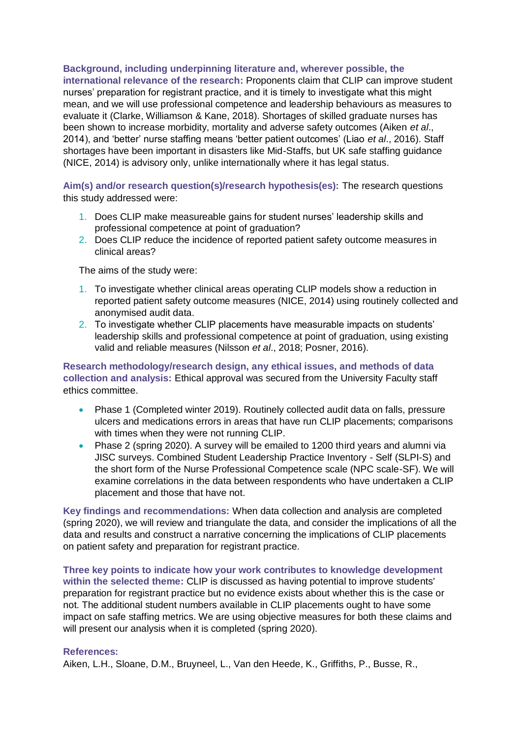**Background, including underpinning literature and, wherever possible, the international relevance of the research:** Proponents claim that CLIP can improve student nurses' preparation for registrant practice, and it is timely to investigate what this might mean, and we will use professional competence and leadership behaviours as measures to evaluate it (Clarke, Williamson & Kane, 2018). Shortages of skilled graduate nurses has been shown to increase morbidity, mortality and adverse safety outcomes (Aiken *et al*., 2014), and 'better' nurse staffing means 'better patient outcomes' (Liao *et al*., 2016). Staff shortages have been important in disasters like Mid-Staffs, but UK safe staffing guidance (NICE, 2014) is advisory only, unlike internationally where it has legal status.

**Aim(s) and/or research question(s)/research hypothesis(es):** The research questions this study addressed were:

1. Does CLIP make measureable gains for student nurses' leadership skills and professional competence at point of graduation?
2. Does CLIP reduce the incidence of reported patient safety outcome measures in clinical areas?

The aims of the study were:

1. To investigate whether clinical areas operating CLIP models show a reduction in reported patient safety outcome measures (NICE, 2014) using routinely collected and anonymised audit data.
2. To investigate whether CLIP placements have measurable impacts on students' leadership skills and professional competence at point of graduation, using existing valid and reliable measures (Nilsson *et al*., 2018; Posner, 2016).

**Research methodology/research design, any ethical issues, and methods of data collection and analysis:** Ethical approval was secured from the University Faculty staff ethics committee.

- Phase 1 (Completed winter 2019). Routinely collected audit data on falls, pressure ulcers and medications errors in areas that have run CLIP placements; comparisons with times when they were not running CLIP.
- Phase 2 (spring 2020). A survey will be emailed to 1200 third years and alumni via JISC surveys. Combined Student Leadership Practice Inventory - Self (SLPI-S) and the short form of the Nurse Professional Competence scale (NPC scale-SF). We will examine correlations in the data between respondents who have undertaken a CLIP placement and those that have not.

**Key findings and recommendations:** When data collection and analysis are completed (spring 2020), we will review and triangulate the data, and consider the implications of all the data and results and construct a narrative concerning the implications of CLIP placements on patient safety and preparation for registrant practice.

**Three key points to indicate how your work contributes to knowledge development within the selected theme:** CLIP is discussed as having potential to improve students' preparation for registrant practice but no evidence exists about whether this is the case or not. The additional student numbers available in CLIP placements ought to have some impact on safe staffing metrics. We are using objective measures for both these claims and will present our analysis when it is completed (spring 2020).

**References:**

Aiken, L.H., Sloane, D.M., Bruyneel, L., Van den Heede, K., Griffiths, P., Busse, R.,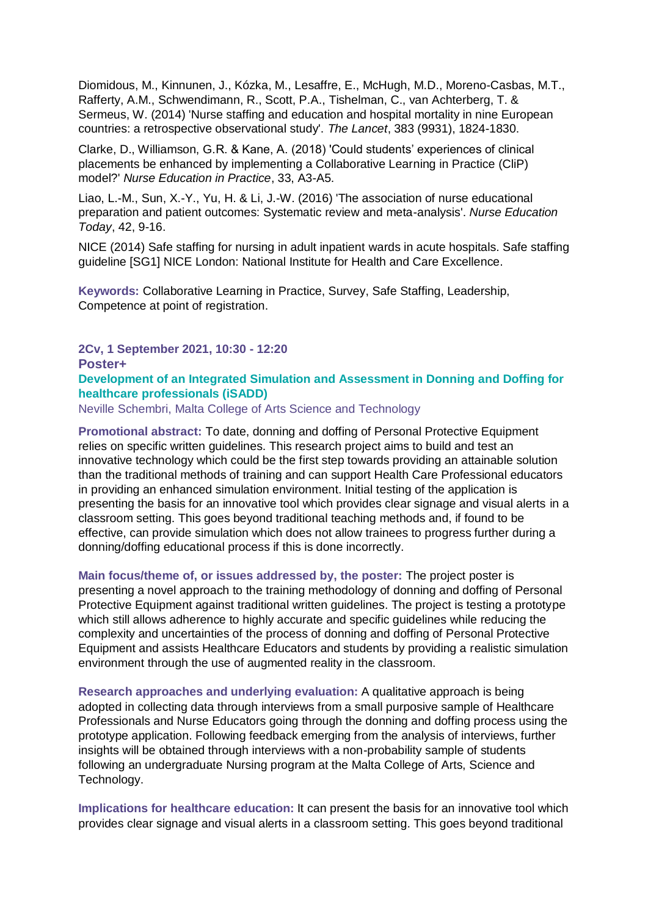Diomidous, M., Kinnunen, J., Kózka, M., Lesaffre, E., McHugh, M.D., Moreno-Casbas, M.T., Rafferty, A.M., Schwendimann, R., Scott, P.A., Tishelman, C., van Achterberg, T. & Sermeus, W. (2014) 'Nurse staffing and education and hospital mortality in nine European countries: a retrospective observational study'. *The Lancet*, 383 (9931), 1824-1830.

Clarke, D., Williamson, G.R. & Kane, A. (2018) 'Could students' experiences of clinical placements be enhanced by implementing a Collaborative Learning in Practice (CliP) model?' *Nurse Education in Practice*, 33, A3-A5.

Liao, L.-M., Sun, X.-Y., Yu, H. & Li, J.-W. (2016) 'The association of nurse educational preparation and patient outcomes: Systematic review and meta-analysis'. *Nurse Education Today*, 42, 9-16.

NICE (2014) Safe staffing for nursing in adult inpatient wards in acute hospitals. Safe staffing guideline [SG1] NICE London: National Institute for Health and Care Excellence.

**Keywords:** Collaborative Learning in Practice, Survey, Safe Staffing, Leadership, Competence at point of registration.

**2Cv, 1 September 2021, 10:30 - 12:20**

**Poster+**

## Development of an Integrated Simulation and Assessment in Donning and Doffing for healthcare professionals (iSADD)

Neville Schembri, Malta College of Arts Science and Technology

**Promotional abstract:** To date, donning and doffing of Personal Protective Equipment relies on specific written guidelines. This research project aims to build and test an innovative technology which could be the first step towards providing an attainable solution than the traditional methods of training and can support Health Care Professional educators in providing an enhanced simulation environment. Initial testing of the application is presenting the basis for an innovative tool which provides clear signage and visual alerts in a classroom setting. This goes beyond traditional teaching methods and, if found to be effective, can provide simulation which does not allow trainees to progress further during a donning/doffing educational process if this is done incorrectly.

**Main focus/theme of, or issues addressed by, the poster:** The project poster is presenting a novel approach to the training methodology of donning and doffing of Personal Protective Equipment against traditional written guidelines. The project is testing a prototype which still allows adherence to highly accurate and specific guidelines while reducing the complexity and uncertainties of the process of donning and doffing of Personal Protective Equipment and assists Healthcare Educators and students by providing a realistic simulation environment through the use of augmented reality in the classroom.

**Research approaches and underlying evaluation:** A qualitative approach is being adopted in collecting data through interviews from a small purposive sample of Healthcare Professionals and Nurse Educators going through the donning and doffing process using the prototype application. Following feedback emerging from the analysis of interviews, further insights will be obtained through interviews with a non-probability sample of students following an undergraduate Nursing program at the Malta College of Arts, Science and Technology.

**Implications for healthcare education:** It can present the basis for an innovative tool which provides clear signage and visual alerts in a classroom setting. This goes beyond traditional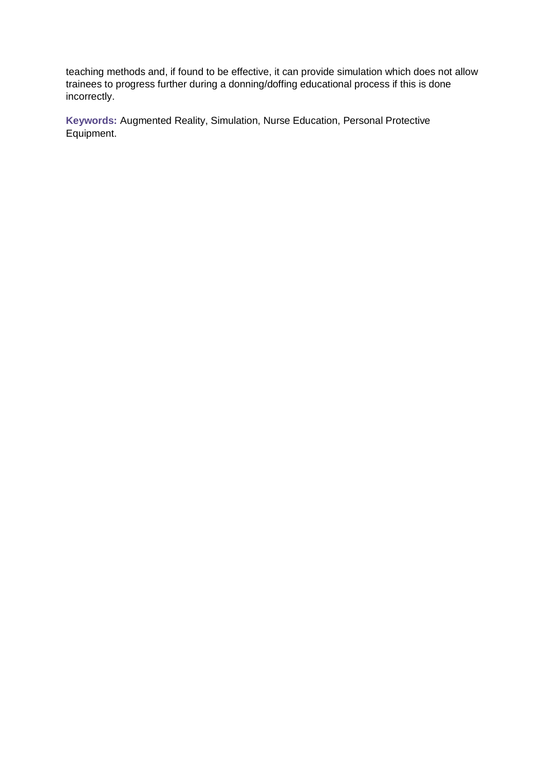teaching methods and, if found to be effective, it can provide simulation which does not allow trainees to progress further during a donning/doffing educational process if this is done incorrectly.

**Keywords:** Augmented Reality, Simulation, Nurse Education, Personal Protective Equipment.